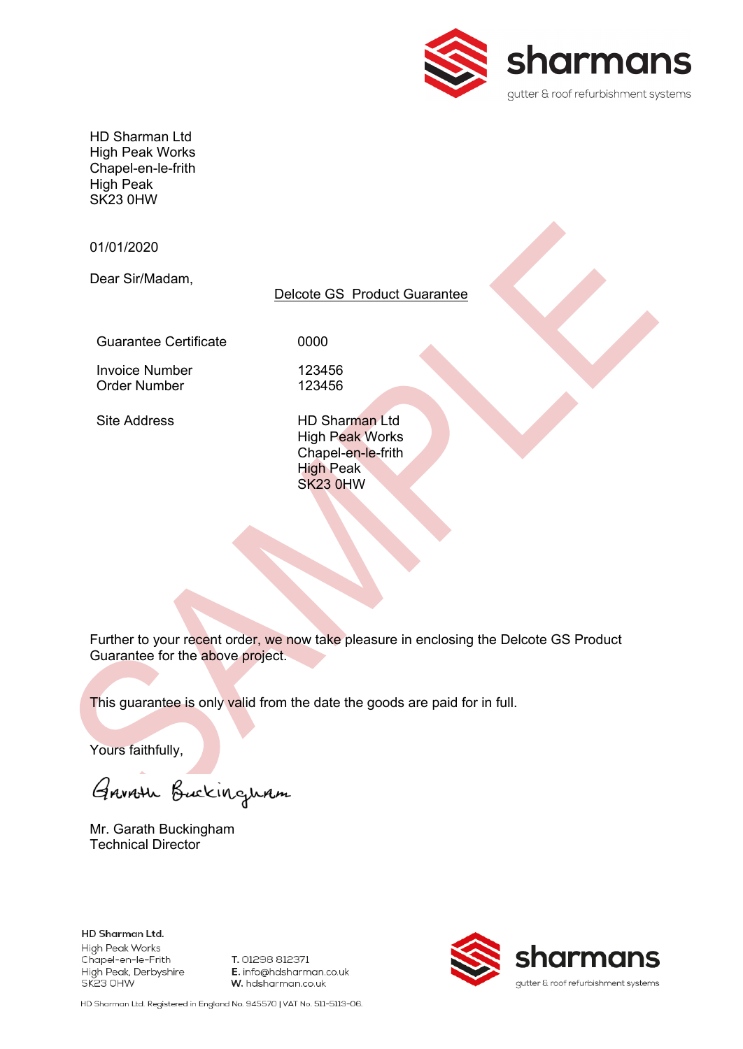sharmans
gutter & roof refurbishment systems

HD Sharman Ltd
High Peak Works
Chapel-en-le-frith
High Peak
SK23 0HW

01/01/2020

Dear Sir/Madam,

<u>Delcote GS Product Guarantee</u>

| | |
|---|---|
| Guarantee Certificate | 0000 |
| Invoice Number | 123456 |
| Order Number | 123456 |
| Site Address | HD Sharman Ltd<br>High Peak Works<br>Chapel-en-le-frith<br>High Peak<br>SK23 0HW |

SAMPLE

Further to your recent order, we now take pleasure in enclosing the Delcote GS Product Guarantee for the above project.

This guarantee is only valid from the date the goods are paid for in full.

Yours faithfully,

Garath Buckingham

Mr. Garath Buckingham
Technical Director

**HD Sharman Ltd.**
High Peak Works
Chapel-en-le-Frith
High Peak, Derbyshire
SK23 0HW

**T.** 01298 812371
**E.** info@hdsharman.co.uk
**W.** hdsharman.co.uk

sharmans
gutter & roof refurbishment systems

HD Sharman Ltd. Registered in England No. 945570 | VAT No. 511-5113-06.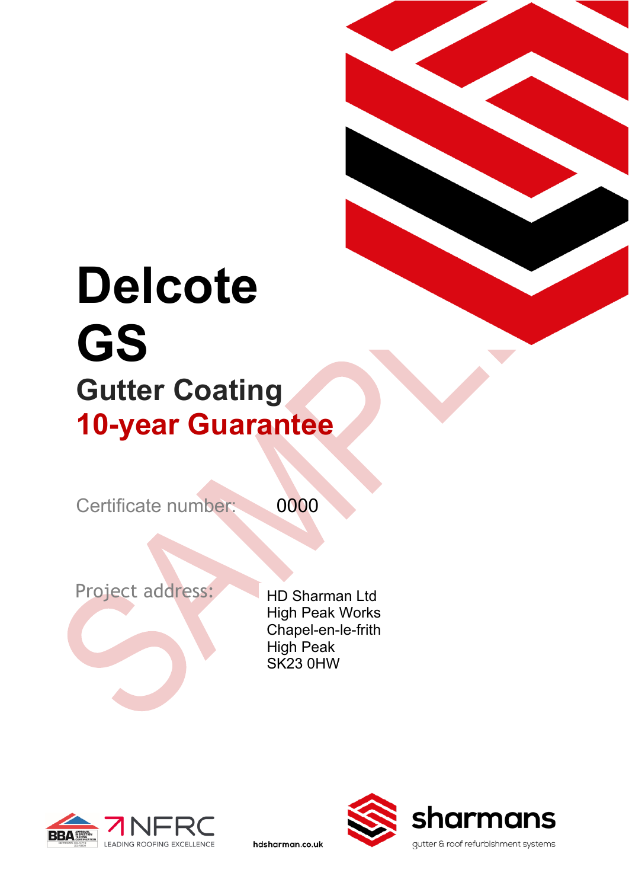# Delcote GS

## Gutter Coating

## 10-year Guarantee

SAMPLE

Certificate number: 0000

Project address:

HD Sharman Ltd
High Peak Works
Chapel-en-le-frith
High Peak
SK23 0HW

BBA NFRC LEADING ROOFING EXCELLENCE

hdsharman.co.uk

sharmans
gutter & roof refurbishment systems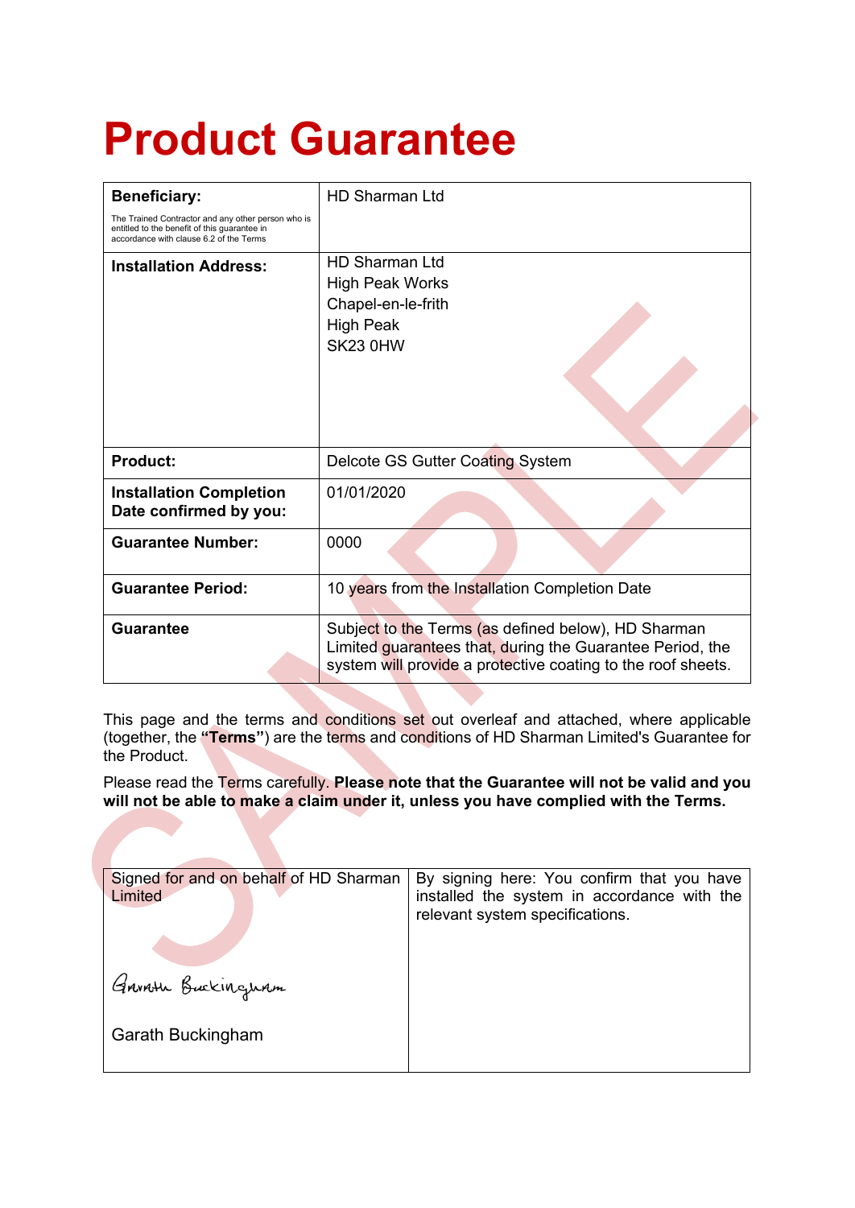# Product Guarantee

| | |
|---|---|
| **Beneficiary:**<br>The Trained Contractor and any other person who is entitled to the benefit of this guarantee in accordance with clause 6.2 of the Terms | HD Sharman Ltd |
| **Installation Address:** | HD Sharman Ltd<br>High Peak Works<br>Chapel-en-le-frith<br>High Peak<br>SK23 0HW |
| **Product:** | Delcote GS Gutter Coating System |
| **Installation Completion Date confirmed by you:** | 01/01/2020 |
| **Guarantee Number:** | 0000 |
| **Guarantee Period:** | 10 years from the Installation Completion Date |
| **Guarantee** | Subject to the Terms (as defined below), HD Sharman Limited guarantees that, during the Guarantee Period, the system will provide a protective coating to the roof sheets. |

This page and the terms and conditions set out overleaf and attached, where applicable (together, the **"Terms"**) are the terms and conditions of HD Sharman Limited's Guarantee for the Product.

Please read the Terms carefully. **Please note that the Guarantee will not be valid and you will not be able to make a claim under it, unless you have complied with the Terms.**

| | |
|---|---|
| Signed for and on behalf of HD Sharman Limited<br><br>Garath Buckingham<br><br>Garath Buckingham | By signing here: You confirm that you have installed the system in accordance with the relevant system specifications. |

SAMPLE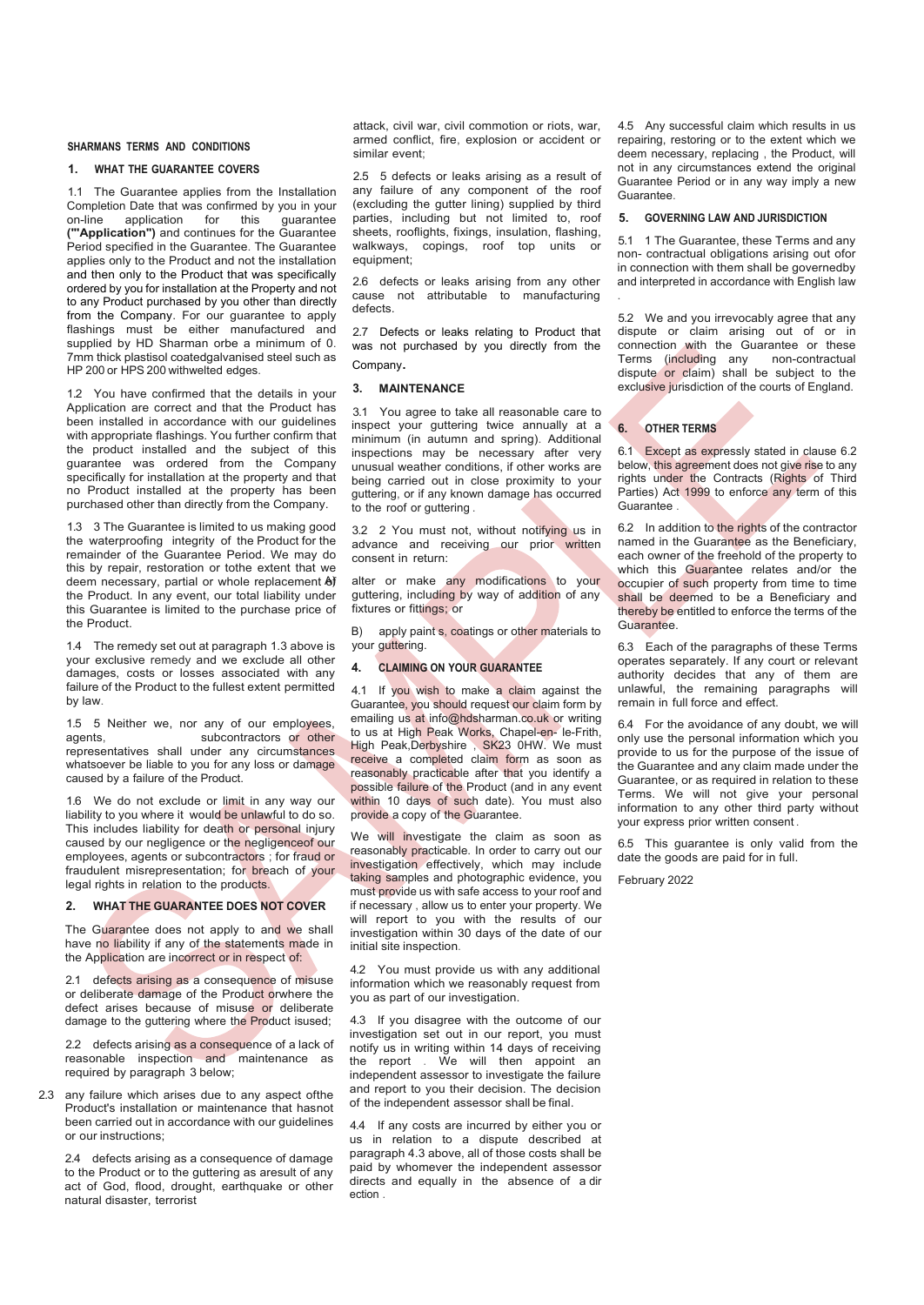**SHARMANS TERMS AND CONDITIONS**

## 1. WHAT THE GUARANTEE COVERS

1.1 The Guarantee applies from the Installation Completion Date that was confirmed by you in your on-line application for this guarantee **("'Application")** and continues for the Guarantee Period specified in the Guarantee. The Guarantee applies only to the Product and not the installation and then only to the Product that was specifically ordered by you for installation at the Property and not to any Product purchased by you other than directly from the Company. For our guarantee to apply flashings must be either manufactured and supplied by HD Sharman orbe a minimum of 0. 7mm thick plastisol coatedgalvanised steel such as HP 200 or HPS 200 withwelted edges.

1.2 You have confirmed that the details in your Application are correct and that the Product has been installed in accordance with our guidelines with appropriate flashings. You further confirm that the product installed and the subject of this guarantee was ordered from the Company specifically for installation at the property and that no Product installed at the property has been purchased other than directly from the Company.

1.3 3 The Guarantee is limited to us making good the waterproofing integrity of the Product for the remainder of the Guarantee Period. We may do this by repair, restoration or tothe extent that we deem necessary, partial or whole replacement of the Product. In any event, our total liability under this Guarantee is limited to the purchase price of the Product.

1.4 The remedy set out at paragraph 1.3 above is your exclusive remedy and we exclude all other damages, costs or losses associated with any failure of the Product to the fullest extent permitted by law.

1.5 5 Neither we, nor any of our employees, agents, subcontractors or other representatives shall under any circumstances whatsoever be liable to you for any loss or damage caused by a failure of the Product.

1.6 We do not exclude or limit in any way our liability to you where it would be unlawful to do so. This includes liability for death or personal injury caused by our negligence or the negligenceof our employees, agents or subcontractors ; for fraud or fraudulent misrepresentation; for breach of your legal rights in relation to the products.

## 2. WHAT THE GUARANTEE DOES NOT COVER

The Guarantee does not apply to and we shall have no liability if any of the statements made in the Application are incorrect or in respect of:

2.1 defects arising as a consequence of misuse or deliberate damage of the Product orwhere the defect arises because of misuse or deliberate damage to the guttering where the Product isused;

2.2 defects arising as a consequence of a lack of reasonable inspection and maintenance as required by paragraph 3 below;

2.3 any failure which arises due to any aspect ofthe Product's installation or maintenance that hasnot been carried out in accordance with our guidelines or our instructions;

2.4 defects arising as a consequence of damage to the Product or to the guttering as aresult of any act of God, flood, drought, earthquake or other natural disaster, terrorist attack, civil war, civil commotion or riots, war, armed conflict, fire, explosion or accident or similar event;

2.5 5 defects or leaks arising as a result of any failure of any component of the roof (excluding the gutter lining) supplied by third parties, including but not limited to, roof sheets, rooflights, fixings, insulation, flashing, walkways, copings, roof top units or equipment;

2.6 defects or leaks arising from any other cause not attributable to manufacturing defects.

2.7 Defects or leaks relating to Product that was not purchased by you directly from the Company**.**

## 3. MAINTENANCE

3.1 You agree to take all reasonable care to inspect your guttering twice annually at a minimum (in autumn and spring). Additional inspections may be necessary after very unusual weather conditions, if other works are being carried out in close proximity to your guttering, or if any known damage has occurred to the roof or guttering .

3.2 2 You must not, without notifying us in advance and receiving our prior written consent in return:

alter or make any modifications to your guttering, including by way of addition of any fixtures or fittings; or

B) apply paint s, coatings or other materials to your guttering.

## 4. CLAIMING ON YOUR GUARANTEE

4.1 If you wish to make a claim against the Guarantee, you should request our claim form by emailing us at info@hdsharman.co.uk or writing to us at High Peak Works, Chapel-en- le-Frith, High Peak,Derbyshire , SK23 0HW. We must receive a completed claim form as soon as reasonably practicable after that you identify a possible failure of the Product (and in any event within 10 days of such date). You must also provide a copy of the Guarantee.

We will investigate the claim as soon as reasonably practicable. In order to carry out our investigation effectively, which may include taking samples and photographic evidence, you must provide us with safe access to your roof and if necessary , allow us to enter your property. We will report to you with the results of our investigation within 30 days of the date of our initial site inspection.

4.2 You must provide us with any additional information which we reasonably request from you as part of our investigation.

4.3 If you disagree with the outcome of our investigation set out in our report, you must notify us in writing within 14 days of receiving the report . We will then appoint an independent assessor to investigate the failure and report to you their decision. The decision of the independent assessor shall be final.

4.4 If any costs are incurred by either you or us in relation to a dispute described at paragraph 4.3 above, all of those costs shall be paid by whomever the independent assessor directs and equally in the absence of a dir ection .

4.5 Any successful claim which results in us repairing, restoring or to the extent which we deem necessary, replacing , the Product, will not in any circumstances extend the original Guarantee Period or in any way imply a new Guarantee.

## 5. GOVERNING LAW AND JURISDICTION

5.1 1 The Guarantee, these Terms and any non- contractual obligations arising out ofor in connection with them shall be governedby and interpreted in accordance with English law .

5.2 We and you irrevocably agree that any dispute or claim arising out of or in connection with the Guarantee or these Terms (including any non-contractual dispute or claim) shall be subject to the exclusive jurisdiction of the courts of England.

## 6. OTHER TERMS

6.1 Except as expressly stated in clause 6.2 below, this agreement does not give rise to any rights under the Contracts (Rights of Third Parties) Act 1999 to enforce any term of this Guarantee .

6.2 In addition to the rights of the contractor named in the Guarantee as the Beneficiary, each owner of the freehold of the property to which this Guarantee relates and/or the occupier of such property from time to time shall be deemed to be a Beneficiary and thereby be entitled to enforce the terms of the Guarantee.

6.3 Each of the paragraphs of these Terms operates separately. If any court or relevant authority decides that any of them are unlawful, the remaining paragraphs will remain in full force and effect.

6.4 For the avoidance of any doubt, we will only use the personal information which you provide to us for the purpose of the issue of the Guarantee and any claim made under the Guarantee, or as required in relation to these Terms. We will not give your personal information to any other third party without your express prior written consent .

6.5 This guarantee is only valid from the date the goods are paid for in full.

February 2022